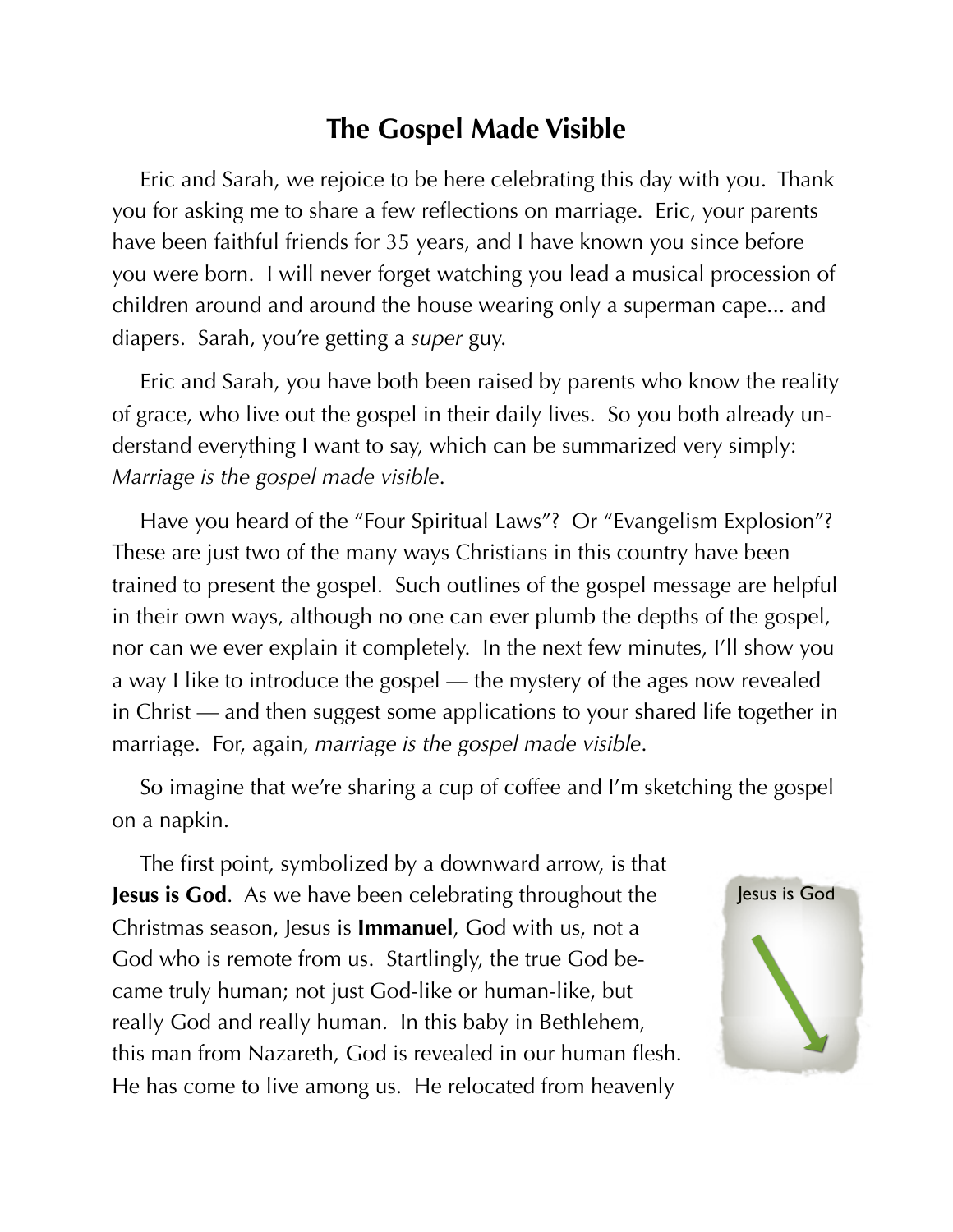# The Gospel Made Visible

Eric and Sarah, we rejoice to be here celebrating this day with you. Thank you for asking me to share a few reflections on marriage. Eric, your parents have been faithful friends for 35 years, and I have known you since before you were born. I will never forget watching you lead a musical procession of children around and around the house wearing only a superman cape... and diapers. Sarah, you're getting a *super* guy.

Eric and Sarah, you have both been raised by parents who know the reality of grace, who live out the gospel in their daily lives. So you both already understand everything I want to say, which can be summarized very simply: *Marriage is the gospel made visible*.

Have you heard of the "Four Spiritual Laws"? Or "Evangelism Explosion"? These are just two of the many ways Christians in this country have been trained to present the gospel. Such outlines of the gospel message are helpful in their own ways, although no one can ever plumb the depths of the gospel, nor can we ever explain it completely. In the next few minutes, I'll show you a way I like to introduce the gospel — the mystery of the ages now revealed in Christ — and then suggest some applications to your shared life together in marriage. For, again, *marriage is the gospel made visible*.

So imagine that we're sharing a cup of coffee and I'm sketching the gospel on a napkin.

Jesus is God

The first point, symbolized by a downward arrow, is that **Jesus is God**. As we have been celebrating throughout the Christmas season, Jesus is **Immanuel**, God with us, not a God who is remote from us. Startlingly, the true God became truly human; not just God-like or human-like, but really God and really human. In this baby in Bethlehem, this man from Nazareth, God is revealed in our human flesh. He has come to live among us. He relocated from heavenly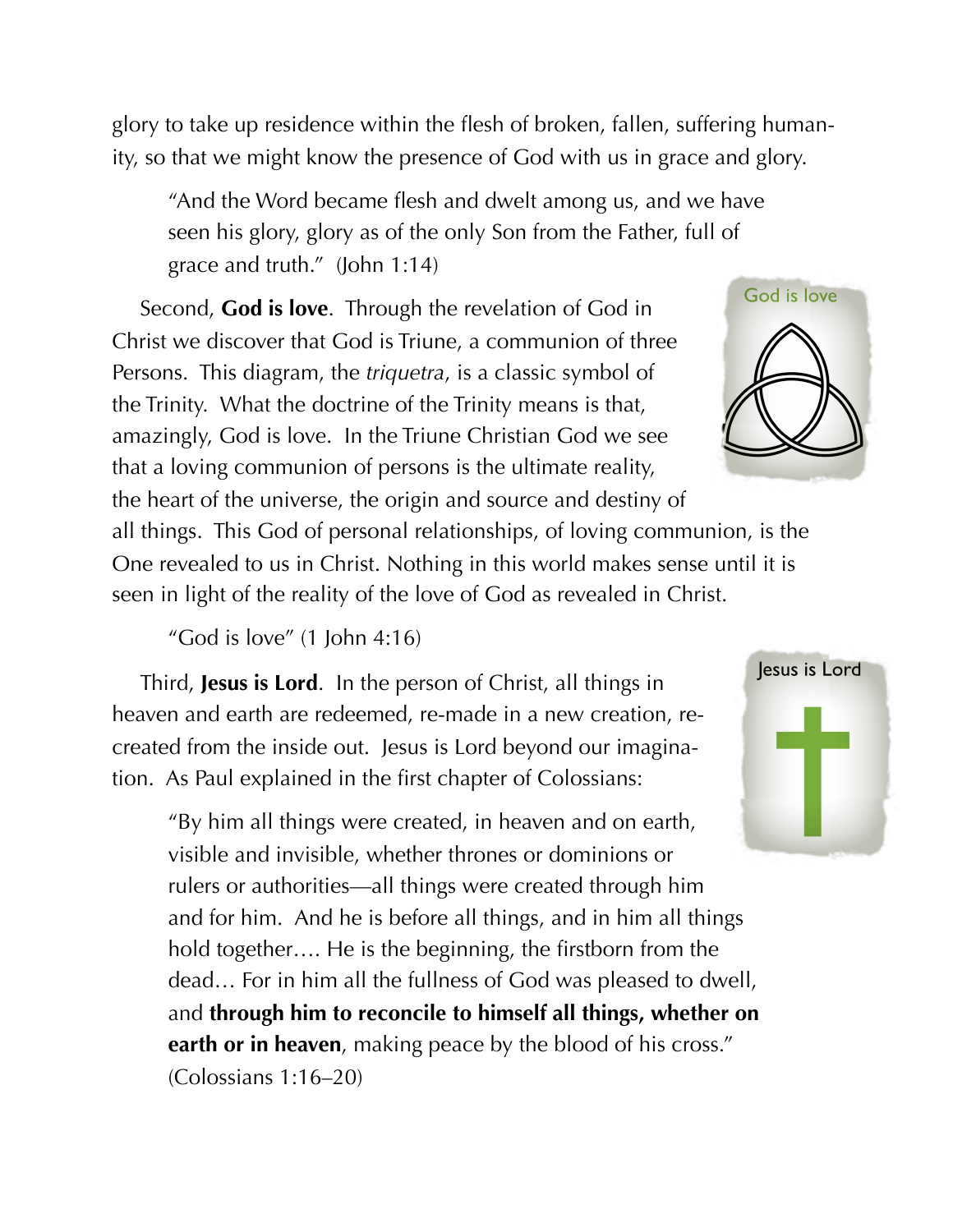glory to take up residence within the flesh of broken, fallen, suffering humanity, so that we might know the presence of God with us in grace and glory.

> "And the Word became flesh and dwelt among us, and we have seen his glory, glory as of the only Son from the Father, full of grace and truth." (John 1:14)

God is love

Second, **God is love**. Through the revelation of God in Christ we discover that God is Triune, a communion of three Persons. This diagram, the *triquetra*, is a classic symbol of the Trinity. What the doctrine of the Trinity means is that, amazingly, God is love. In the Triune Christian God we see that a loving communion of persons is the ultimate reality, the heart of the universe, the origin and source and destiny of all things. This God of personal relationships, of loving communion, is the One revealed to us in Christ. Nothing in this world makes sense until it is seen in light of the reality of the love of God as revealed in Christ.

> "God is love" (1 John 4:16)

Jesus is Lord

Third, **Jesus is Lord**. In the person of Christ, all things in heaven and earth are redeemed, re-made in a new creation, re-created from the inside out. Jesus is Lord beyond our imagination. As Paul explained in the first chapter of Colossians:

> "By him all things were created, in heaven and on earth, visible and invisible, whether thrones or dominions or rulers or authorities—all things were created through him and for him. And he is before all things, and in him all things hold together…. He is the beginning, the firstborn from the dead… For in him all the fullness of God was pleased to dwell, and **through him to reconcile to himself all things, whether on earth or in heaven**, making peace by the blood of his cross." (Colossians 1:16–20)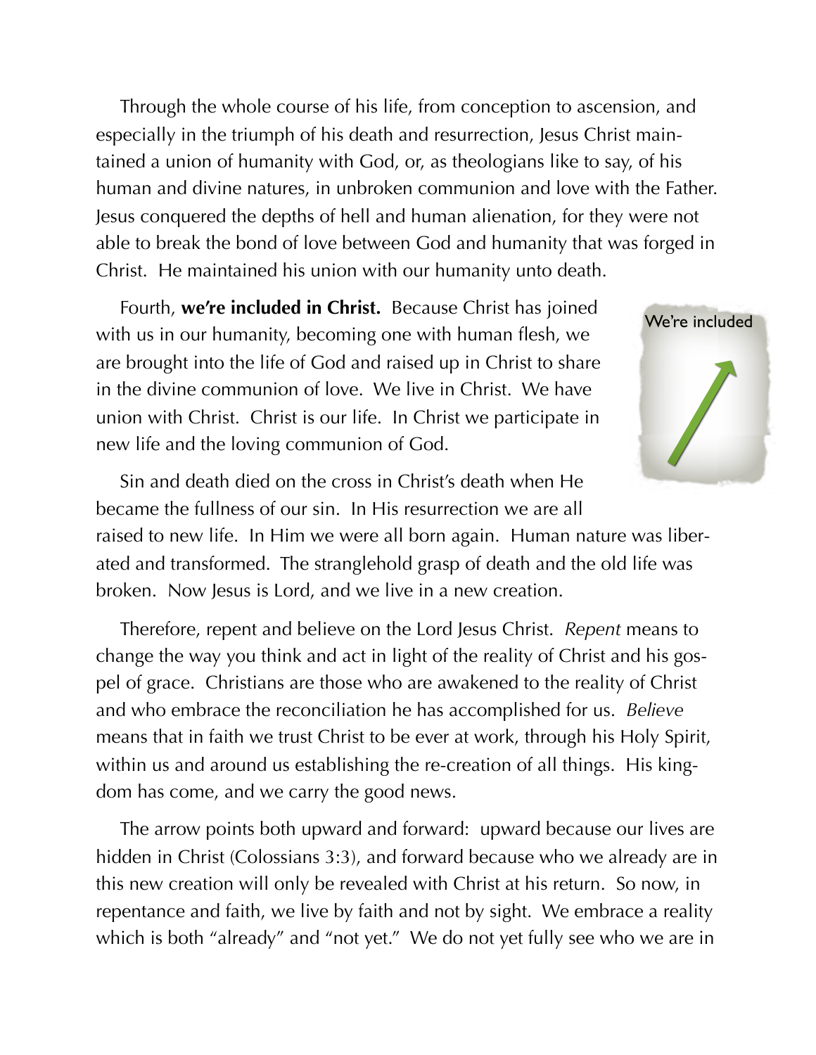Through the whole course of his life, from conception to ascension, and especially in the triumph of his death and resurrection, Jesus Christ maintained a union of humanity with God, or, as theologians like to say, of his human and divine natures, in unbroken communion and love with the Father. Jesus conquered the depths of hell and human alienation, for they were not able to break the bond of love between God and humanity that was forged in Christ. He maintained his union with our humanity unto death.

Fourth, **we're included in Christ.** Because Christ has joined with us in our humanity, becoming one with human flesh, we are brought into the life of God and raised up in Christ to share in the divine communion of love. We live in Christ. We have union with Christ. Christ is our life. In Christ we participate in new life and the loving communion of God.

We're included

Sin and death died on the cross in Christ's death when He became the fullness of our sin. In His resurrection we are all raised to new life. In Him we were all born again. Human nature was liberated and transformed. The stranglehold grasp of death and the old life was broken. Now Jesus is Lord, and we live in a new creation.

Therefore, repent and believe on the Lord Jesus Christ. *Repent* means to change the way you think and act in light of the reality of Christ and his gospel of grace. Christians are those who are awakened to the reality of Christ and who embrace the reconciliation he has accomplished for us. *Believe* means that in faith we trust Christ to be ever at work, through his Holy Spirit, within us and around us establishing the re-creation of all things. His kingdom has come, and we carry the good news.

The arrow points both upward and forward: upward because our lives are hidden in Christ (Colossians 3:3), and forward because who we already are in this new creation will only be revealed with Christ at his return. So now, in repentance and faith, we live by faith and not by sight. We embrace a reality which is both "already" and "not yet." We do not yet fully see who we are in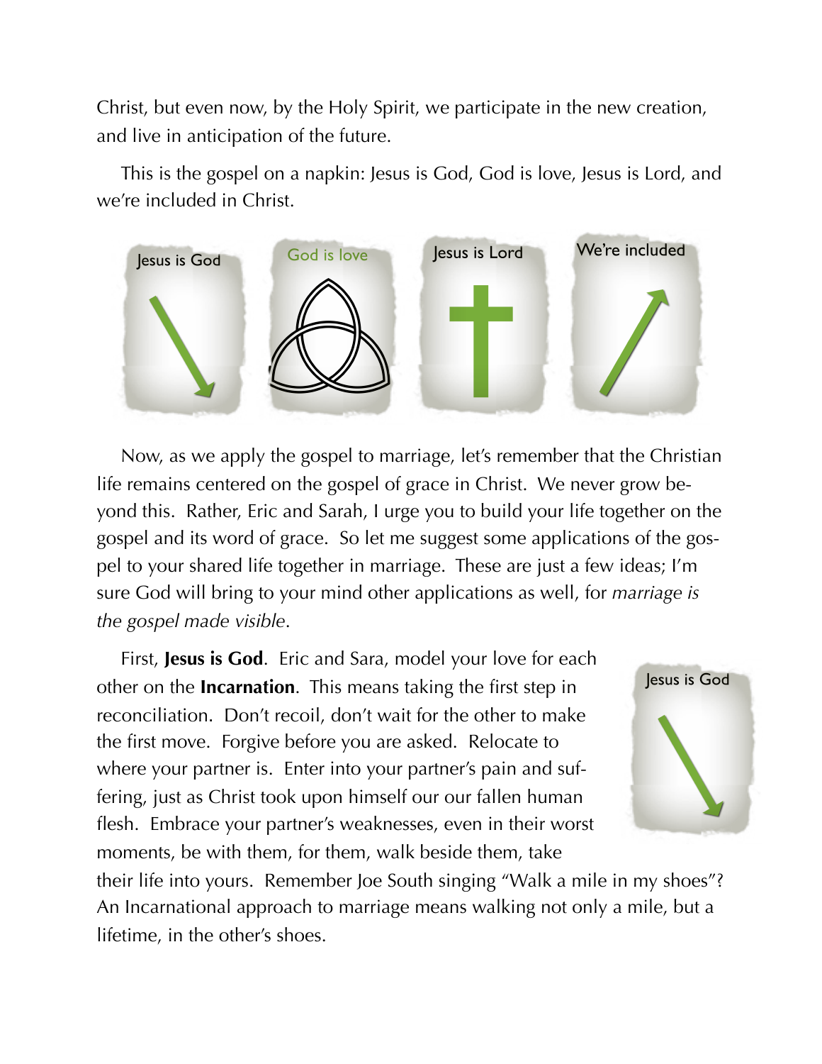Christ, but even now, by the Holy Spirit, we participate in the new creation, and live in anticipation of the future.

This is the gospel on a napkin: Jesus is God, God is love, Jesus is Lord, and we're included in Christ.

Jesus is God | God is love | Jesus is Lord | We're included

Now, as we apply the gospel to marriage, let's remember that the Christian life remains centered on the gospel of grace in Christ. We never grow beyond this. Rather, Eric and Sarah, I urge you to build your life together on the gospel and its word of grace. So let me suggest some applications of the gospel to your shared life together in marriage. These are just a few ideas; I'm sure God will bring to your mind other applications as well, for *marriage is the gospel made visible*.

First, **Jesus is God**. Eric and Sara, model your love for each other on the **Incarnation**. This means taking the first step in reconciliation. Don't recoil, don't wait for the other to make the first move. Forgive before you are asked. Relocate to where your partner is. Enter into your partner's pain and suffering, just as Christ took upon himself our our fallen human flesh. Embrace your partner's weaknesses, even in their worst moments, be with them, for them, walk beside them, take their life into yours. Remember Joe South singing "Walk a mile in my shoes"? An Incarnational approach to marriage means walking not only a mile, but a lifetime, in the other's shoes.

Jesus is God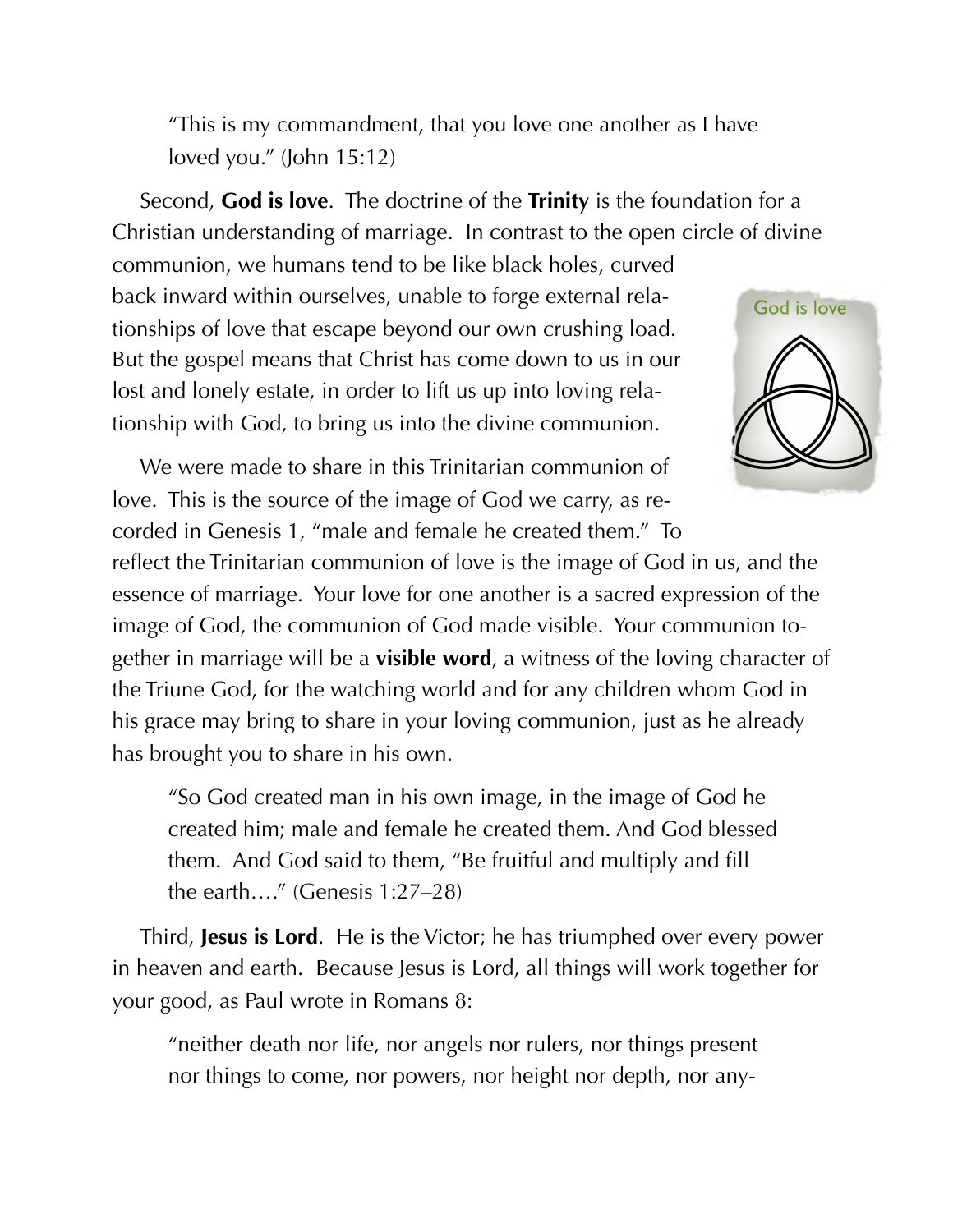> "This is my commandment, that you love one another as I have loved you." (John 15:12)

Second, **God is love**. The doctrine of the **Trinity** is the foundation for a Christian understanding of marriage. In contrast to the open circle of divine communion, we humans tend to be like black holes, curved back inward within ourselves, unable to forge external relationships of love that escape beyond our own crushing load. But the gospel means that Christ has come down to us in our lost and lonely estate, in order to lift us up into loving relationship with God, to bring us into the divine communion.

God is love

We were made to share in this Trinitarian communion of love. This is the source of the image of God we carry, as recorded in Genesis 1, "male and female he created them." To reflect the Trinitarian communion of love is the image of God in us, and the essence of marriage. Your love for one another is a sacred expression of the image of God, the communion of God made visible. Your communion together in marriage will be a **visible word**, a witness of the loving character of the Triune God, for the watching world and for any children whom God in his grace may bring to share in your loving communion, just as he already has brought you to share in his own.

> "So God created man in his own image, in the image of God he created him; male and female he created them. And God blessed them. And God said to them, "Be fruitful and multiply and fill the earth…." (Genesis 1:27–28)

Third, **Jesus is Lord**. He is the Victor; he has triumphed over every power in heaven and earth. Because Jesus is Lord, all things will work together for your good, as Paul wrote in Romans 8:

> "neither death nor life, nor angels nor rulers, nor things present nor things to come, nor powers, nor height nor depth, nor any-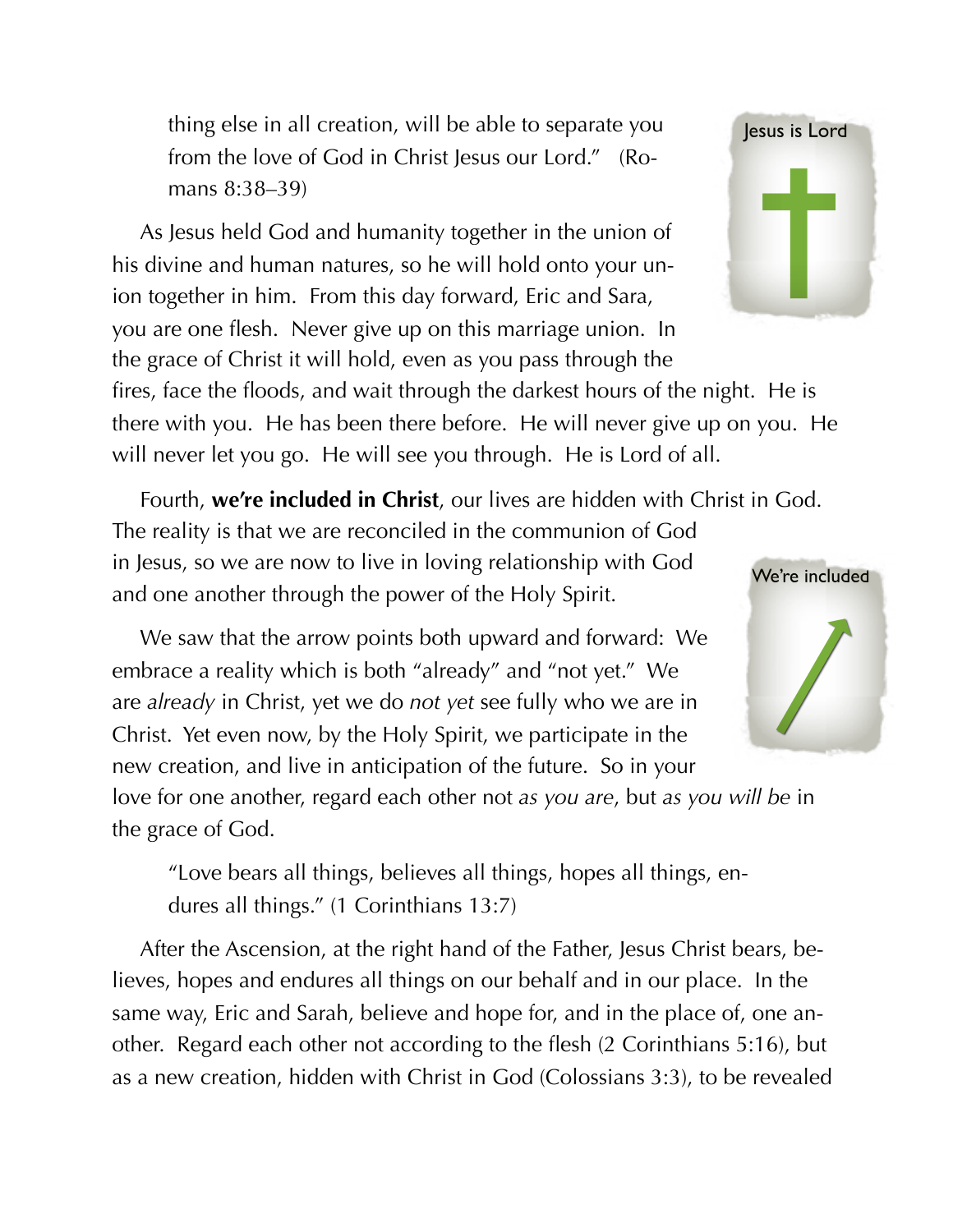thing else in all creation, will be able to separate you from the love of God in Christ Jesus our Lord." (Romans 8:38–39)

Jesus is Lord

As Jesus held God and humanity together in the union of his divine and human natures, so he will hold onto your union together in him. From this day forward, Eric and Sara, you are one flesh. Never give up on this marriage union. In the grace of Christ it will hold, even as you pass through the fires, face the floods, and wait through the darkest hours of the night. He is there with you. He has been there before. He will never give up on you. He will never let you go. He will see you through. He is Lord of all.

Fourth, **we're included in Christ**, our lives are hidden with Christ in God. The reality is that we are reconciled in the communion of God in Jesus, so we are now to live in loving relationship with God and one another through the power of the Holy Spirit.

We're included

We saw that the arrow points both upward and forward: We embrace a reality which is both "already" and "not yet." We are *already* in Christ, yet we do *not yet* see fully who we are in Christ. Yet even now, by the Holy Spirit, we participate in the new creation, and live in anticipation of the future. So in your love for one another, regard each other not *as you are*, but *as you will be* in the grace of God.

> "Love bears all things, believes all things, hopes all things, endures all things." (1 Corinthians 13:7)

After the Ascension, at the right hand of the Father, Jesus Christ bears, believes, hopes and endures all things on our behalf and in our place. In the same way, Eric and Sarah, believe and hope for, and in the place of, one another. Regard each other not according to the flesh (2 Corinthians 5:16), but as a new creation, hidden with Christ in God (Colossians 3:3), to be revealed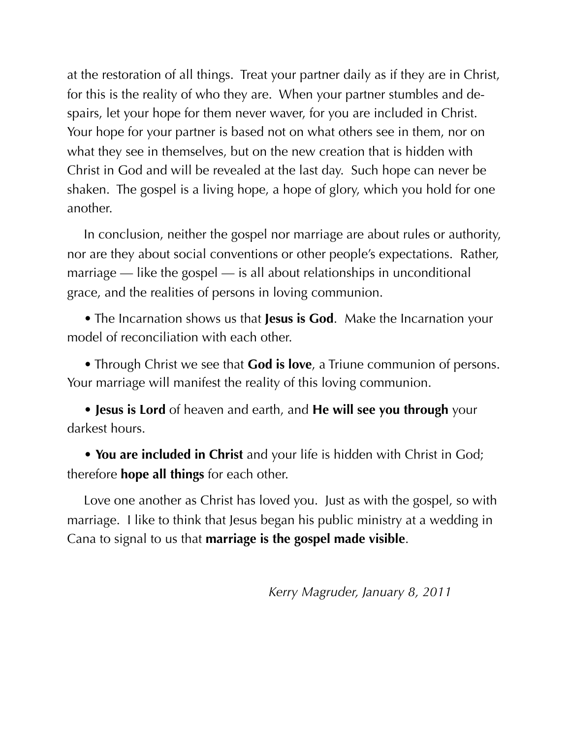at the restoration of all things. Treat your partner daily as if they are in Christ, for this is the reality of who they are. When your partner stumbles and despairs, let your hope for them never waver, for you are included in Christ. Your hope for your partner is based not on what others see in them, nor on what they see in themselves, but on the new creation that is hidden with Christ in God and will be revealed at the last day. Such hope can never be shaken. The gospel is a living hope, a hope of glory, which you hold for one another.

In conclusion, neither the gospel nor marriage are about rules or authority, nor are they about social conventions or other people's expectations. Rather, marriage — like the gospel — is all about relationships in unconditional grace, and the realities of persons in loving communion.

- The Incarnation shows us that **Jesus is God**. Make the Incarnation your model of reconciliation with each other.

- Through Christ we see that **God is love**, a Triune communion of persons. Your marriage will manifest the reality of this loving communion.

- **Jesus is Lord** of heaven and earth, and **He will see you through** your darkest hours.

- **You are included in Christ** and your life is hidden with Christ in God; therefore **hope all things** for each other.

Love one another as Christ has loved you. Just as with the gospel, so with marriage. I like to think that Jesus began his public ministry at a wedding in Cana to signal to us that **marriage is the gospel made visible**.

*Kerry Magruder, January 8, 2011*